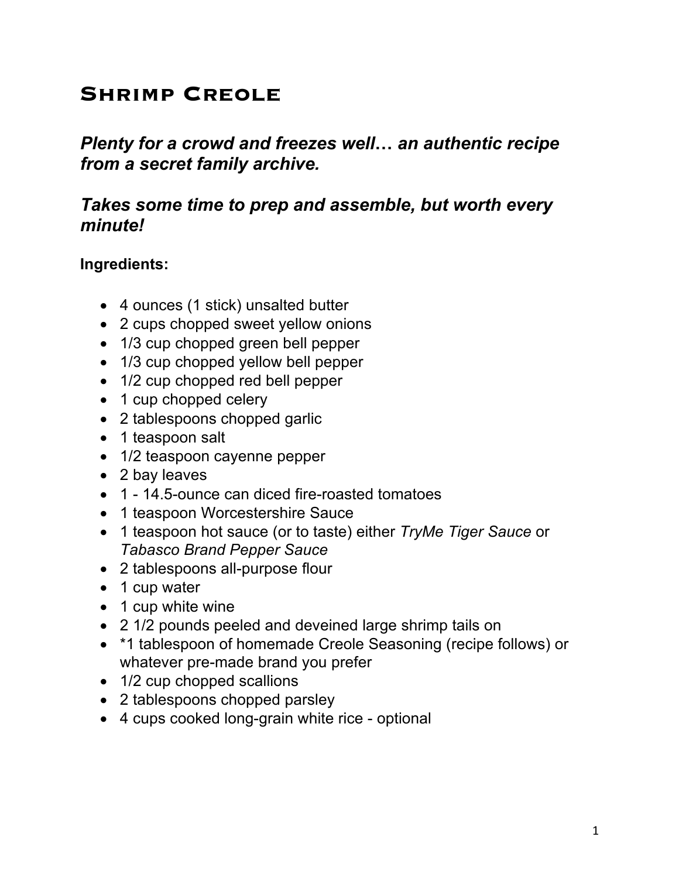# Shrimp Creole

***Plenty for a crowd and freezes well… an authentic recipe from a secret family archive.***

***Takes some time to prep and assemble, but worth every minute!***

**Ingredients:**

- 4 ounces (1 stick) unsalted butter
- 2 cups chopped sweet yellow onions
- 1/3 cup chopped green bell pepper
- 1/3 cup chopped yellow bell pepper
- 1/2 cup chopped red bell pepper
- 1 cup chopped celery
- 2 tablespoons chopped garlic
- 1 teaspoon salt
- 1/2 teaspoon cayenne pepper
- 2 bay leaves
- 1 - 14.5-ounce can diced fire-roasted tomatoes
- 1 teaspoon Worcestershire Sauce
- 1 teaspoon hot sauce (or to taste) either *TryMe Tiger Sauce* or *Tabasco Brand Pepper Sauce*
- 2 tablespoons all-purpose flour
- 1 cup water
- 1 cup white wine
- 2 1/2 pounds peeled and deveined large shrimp tails on
- *1 tablespoon of homemade Creole Seasoning (recipe follows) or whatever pre-made brand you prefer
- 1/2 cup chopped scallions
- 2 tablespoons chopped parsley
- 4 cups cooked long-grain white rice - optional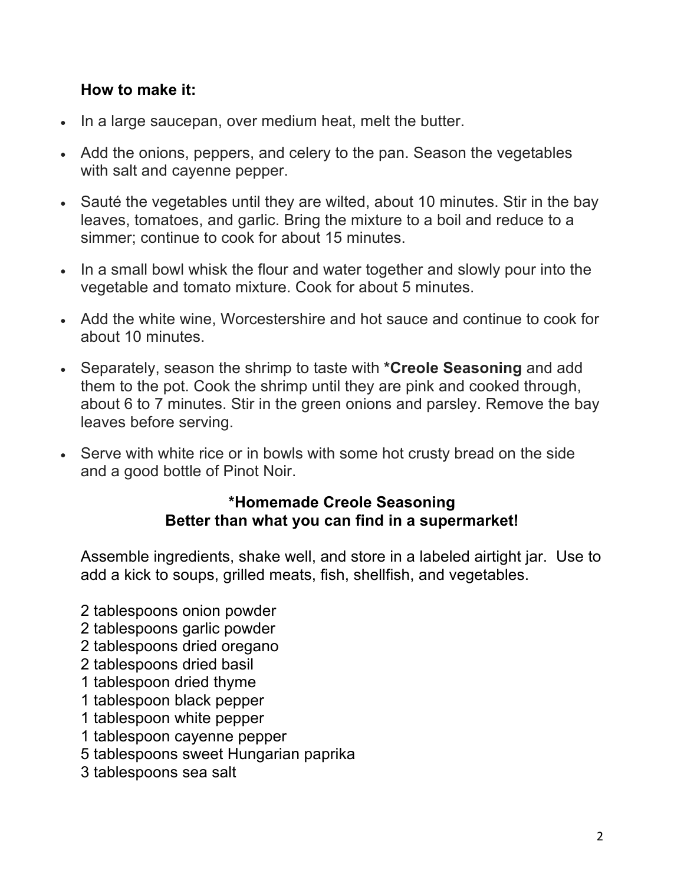**How to make it:**

- In a large saucepan, over medium heat, melt the butter.
- Add the onions, peppers, and celery to the pan. Season the vegetables with salt and cayenne pepper.
- Sauté the vegetables until they are wilted, about 10 minutes. Stir in the bay leaves, tomatoes, and garlic. Bring the mixture to a boil and reduce to a simmer; continue to cook for about 15 minutes.
- In a small bowl whisk the flour and water together and slowly pour into the vegetable and tomato mixture. Cook for about 5 minutes.
- Add the white wine, Worcestershire and hot sauce and continue to cook for about 10 minutes.
- Separately, season the shrimp to taste with ***Creole Seasoning** and add them to the pot. Cook the shrimp until they are pink and cooked through, about 6 to 7 minutes. Stir in the green onions and parsley. Remove the bay leaves before serving.
- Serve with white rice or in bowls with some hot crusty bread on the side and a good bottle of Pinot Noir.

**\*Homemade Creole Seasoning**
**Better than what you can find in a supermarket!**

Assemble ingredients, shake well, and store in a labeled airtight jar. Use to add a kick to soups, grilled meats, fish, shellfish, and vegetables.

2 tablespoons onion powder
2 tablespoons garlic powder
2 tablespoons dried oregano
2 tablespoons dried basil
1 tablespoon dried thyme
1 tablespoon black pepper
1 tablespoon white pepper
1 tablespoon cayenne pepper
5 tablespoons sweet Hungarian paprika
3 tablespoons sea salt